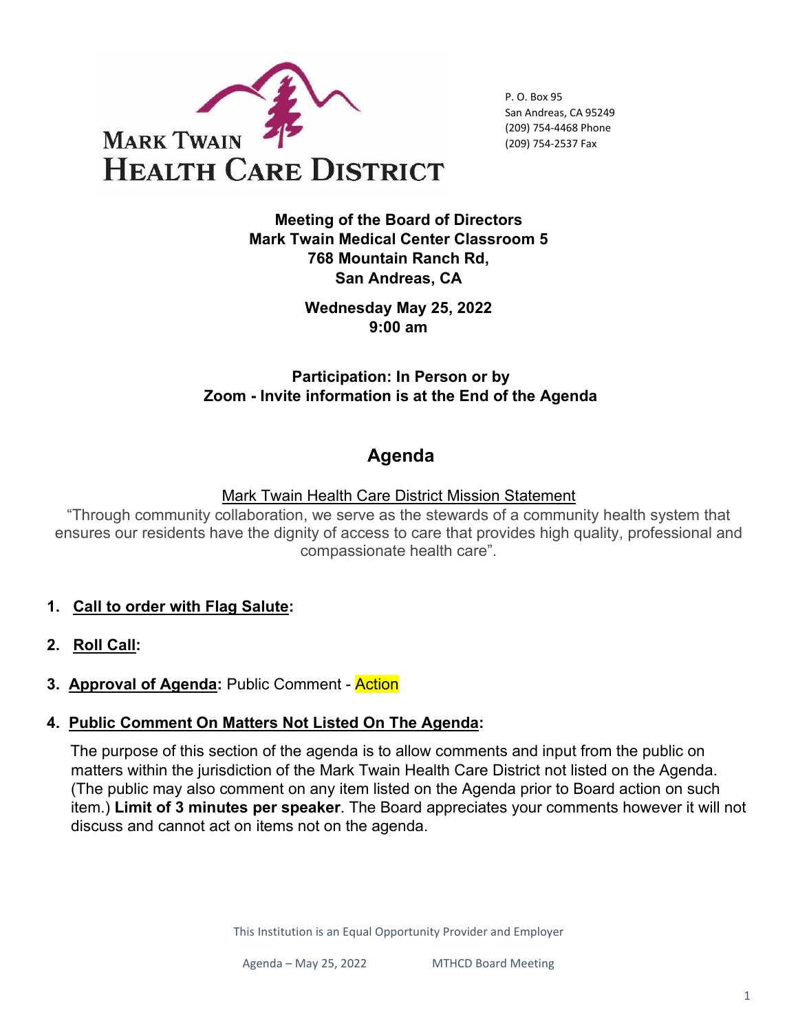# MARK TWAIN HEALTH CARE DISTRICT

P. O. Box 95
San Andreas, CA 95249
(209) 754-4468 Phone
(209) 754-2537 Fax

**Meeting of the Board of Directors**
**Mark Twain Medical Center Classroom 5**
**768 Mountain Ranch Rd,**
**San Andreas, CA**

**Wednesday May 25, 2022**
**9:00 am**

**Participation: In Person or by**
**Zoom - Invite information is at the End of the Agenda**

## Agenda

Mark Twain Health Care District Mission Statement

"Through community collaboration, we serve as the stewards of a community health system that ensures our residents have the dignity of access to care that provides high quality, professional and compassionate health care".

1. **Call to order with Flag Salute:**
2. **Roll Call:**
3. **Approval of Agenda:** Public Comment - Action
4. **Public Comment On Matters Not Listed On The Agenda:**

   The purpose of this section of the agenda is to allow comments and input from the public on matters within the jurisdiction of the Mark Twain Health Care District not listed on the Agenda. (The public may also comment on any item listed on the Agenda prior to Board action on such item.) **Limit of 3 minutes per speaker**. The Board appreciates your comments however it will not discuss and cannot act on items not on the agenda.

This Institution is an Equal Opportunity Provider and Employer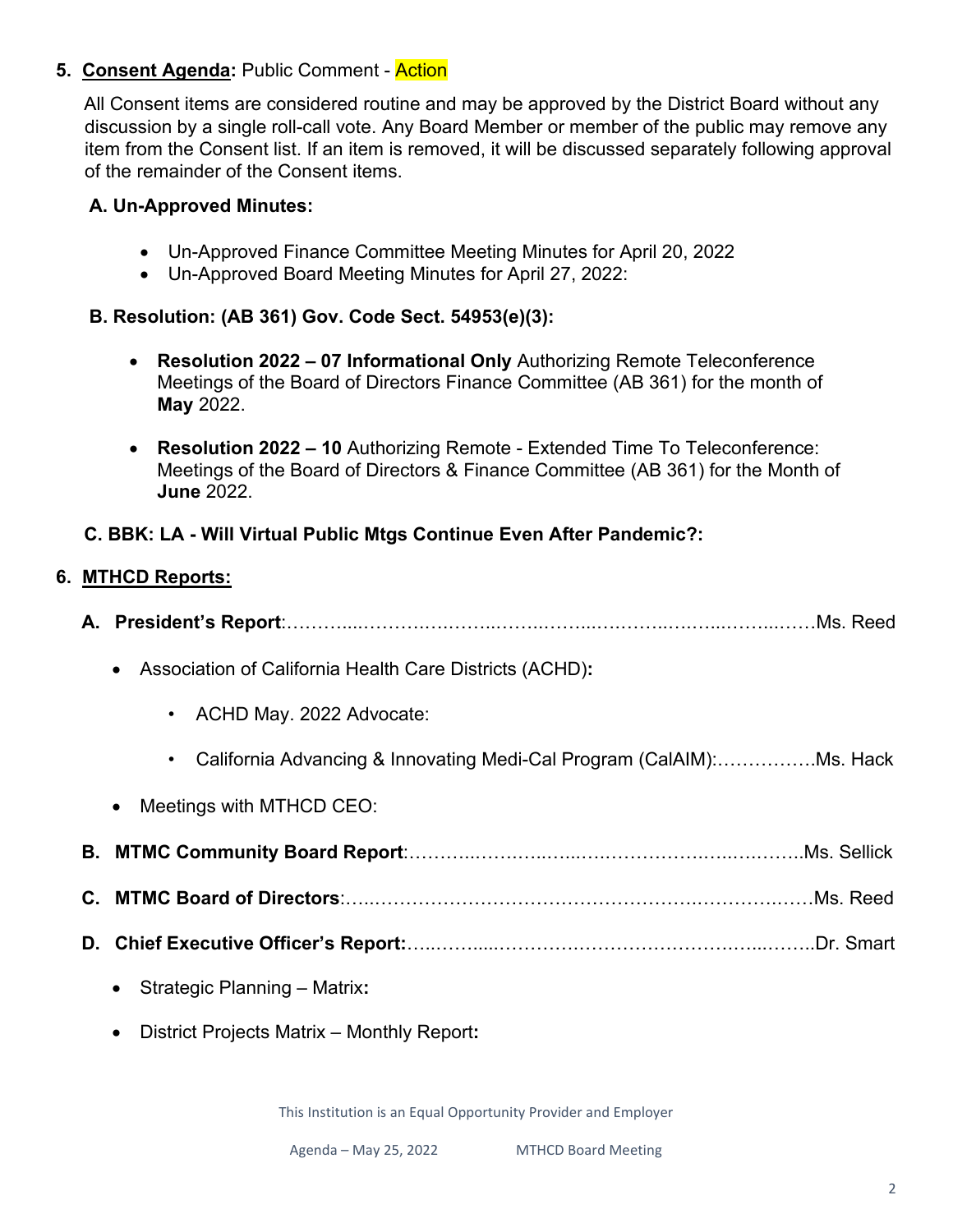**5. <u>Consent Agenda</u>:** Public Comment - Action

All Consent items are considered routine and may be approved by the District Board without any discussion by a single roll-call vote. Any Board Member or member of the public may remove any item from the Consent list. If an item is removed, it will be discussed separately following approval of the remainder of the Consent items.

**A. Un-Approved Minutes:**

- Un-Approved Finance Committee Meeting Minutes for April 20, 2022
- Un-Approved Board Meeting Minutes for April 27, 2022:

**B. Resolution: (AB 361) Gov. Code Sect. 54953(e)(3):**

- **Resolution 2022 – 07 Informational Only** Authorizing Remote Teleconference Meetings of the Board of Directors Finance Committee (AB 361) for the month of **May** 2022.
- **Resolution 2022 – 10** Authorizing Remote - Extended Time To Teleconference: Meetings of the Board of Directors & Finance Committee (AB 361) for the Month of **June** 2022.

**C. BBK: LA - Will Virtual Public Mtgs Continue Even After Pandemic?:**

**6. <u>MTHCD Reports:</u>**

**A. President's Report**:………………………………………………………………Ms. Reed

- Association of California Health Care Districts (ACHD)**:**
  - ACHD May. 2022 Advocate:
  - California Advancing & Innovating Medi-Cal Program (CalAIM):…………….Ms. Hack
- Meetings with MTHCD CEO:

**B. MTMC Community Board Report**:…………………………………………………..Ms. Sellick

**C. MTMC Board of Directors**:……………………………………………………………Ms. Reed

**D. Chief Executive Officer's Report:**……………………………………………………..Dr. Smart

- Strategic Planning – Matrix**:**
- District Projects Matrix – Monthly Report**:**

This Institution is an Equal Opportunity Provider and Employer

Agenda – May 25, 2022 MTHCD Board Meeting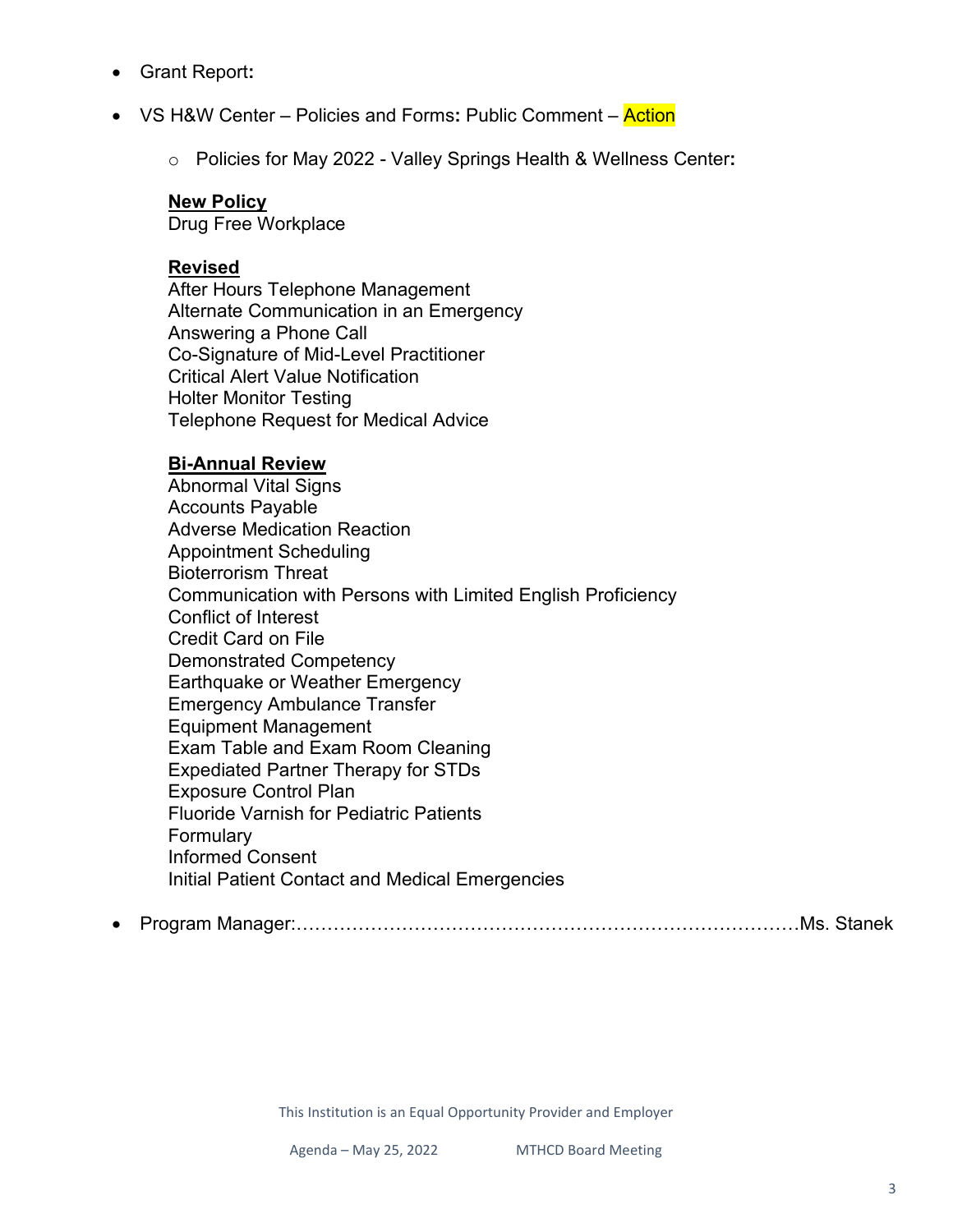- Grant Report**:**
- VS H&W Center – Policies and Forms**:** Public Comment – Action
    - Policies for May 2022 - Valley Springs Health & Wellness Center**:**

**New Policy**
Drug Free Workplace

**Revised**
After Hours Telephone Management
Alternate Communication in an Emergency
Answering a Phone Call
Co-Signature of Mid-Level Practitioner
Critical Alert Value Notification
Holter Monitor Testing
Telephone Request for Medical Advice

**Bi-Annual Review**
Abnormal Vital Signs
Accounts Payable
Adverse Medication Reaction
Appointment Scheduling
Bioterrorism Threat
Communication with Persons with Limited English Proficiency
Conflict of Interest
Credit Card on File
Demonstrated Competency
Earthquake or Weather Emergency
Emergency Ambulance Transfer
Equipment Management
Exam Table and Exam Room Cleaning
Expediated Partner Therapy for STDs
Exposure Control Plan
Fluoride Varnish for Pediatric Patients
Formulary
Informed Consent
Initial Patient Contact and Medical Emergencies

- Program Manager:……………………………………………………………………Ms. Stanek

This Institution is an Equal Opportunity Provider and Employer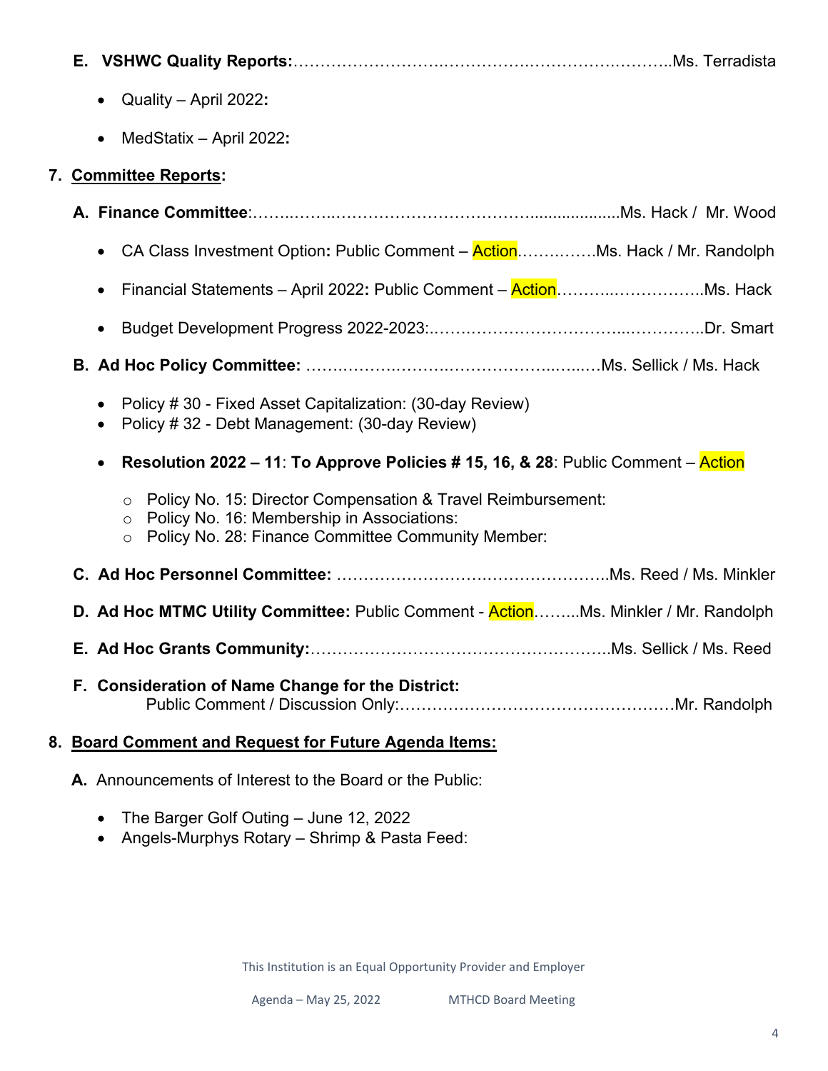**E. VSHWC Quality Reports:**……………………………………………………………………Ms. Terradista

- Quality – April 2022**:**
- MedStatix – April 2022**:**

**7. Committee Reports:**

**A. Finance Committee**:…………………………………………………………...................Ms. Hack / Mr. Wood

- CA Class Investment Option**:** Public Comment – Action……………Ms. Hack / Mr. Randolph
- Financial Statements – April 2022**:** Public Comment – Action……………………………..Ms. Hack
- Budget Development Progress 2022-2023:……………………………………………..Dr. Smart

**B. Ad Hoc Policy Committee:** ………………………………………………………Ms. Sellick / Ms. Hack

- Policy # 30 - Fixed Asset Capitalization: (30-day Review)
- Policy # 32 - Debt Management: (30-day Review)
- **Resolution 2022 – 11**: **To Approve Policies # 15, 16, & 28**: Public Comment – Action
  - Policy No. 15: Director Compensation & Travel Reimbursement:
  - Policy No. 16: Membership in Associations:
  - Policy No. 28: Finance Committee Community Member:

**C. Ad Hoc Personnel Committee:** ……………………………………………..Ms. Reed / Ms. Minkler

**D. Ad Hoc MTMC Utility Committee:** Public Comment - Action……...Ms. Minkler / Mr. Randolph

**E. Ad Hoc Grants Community:**………………………………………………..Ms. Sellick / Ms. Reed

**F. Consideration of Name Change for the District:**
Public Comment / Discussion Only:……………………………………………Mr. Randolph

**8. Board Comment and Request for Future Agenda Items:**

**A.** Announcements of Interest to the Board or the Public:

- The Barger Golf Outing – June 12, 2022
- Angels-Murphys Rotary – Shrimp & Pasta Feed:

This Institution is an Equal Opportunity Provider and Employer

Agenda – May 25, 2022 MTHCD Board Meeting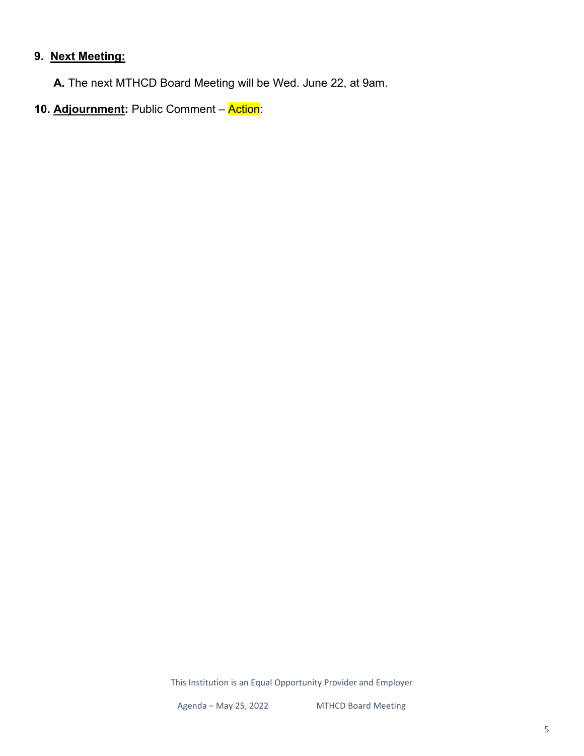**9. <u>Next Meeting:</u>**

**A.** The next MTHCD Board Meeting will be Wed. June 22, at 9am.

**10. <u>Adjournment</u>:** Public Comment – Action:

This Institution is an Equal Opportunity Provider and Employer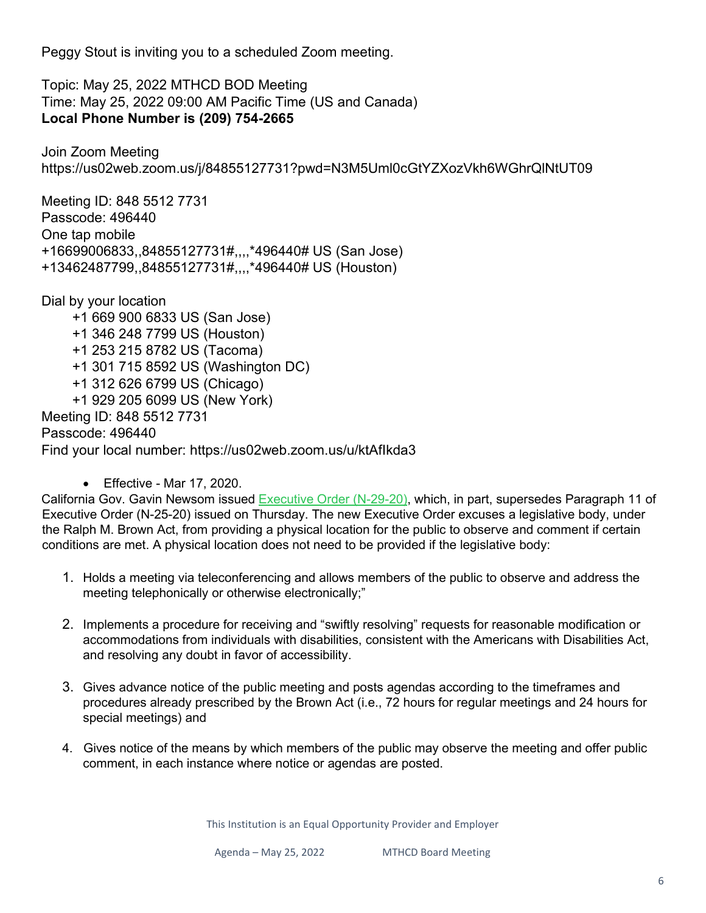Peggy Stout is inviting you to a scheduled Zoom meeting.

Topic: May 25, 2022 MTHCD BOD Meeting
Time: May 25, 2022 09:00 AM Pacific Time (US and Canada)
**Local Phone Number is (209) 754-2665**

Join Zoom Meeting
https://us02web.zoom.us/j/84855127731?pwd=N3M5Uml0cGtYZXozVkh6WGhrQlNtUT09

Meeting ID: 848 5512 7731
Passcode: 496440
One tap mobile
+16699006833,,84855127731#,,,,*496440# US (San Jose)
+13462487799,,84855127731#,,,,*496440# US (Houston)

Dial by your location
+1 669 900 6833 US (San Jose)
+1 346 248 7799 US (Houston)
+1 253 215 8782 US (Tacoma)
+1 301 715 8592 US (Washington DC)
+1 312 626 6799 US (Chicago)
+1 929 205 6099 US (New York)
Meeting ID: 848 5512 7731
Passcode: 496440
Find your local number: https://us02web.zoom.us/u/ktAfIkda3

- Effective - Mar 17, 2020.

California Gov. Gavin Newsom issued Executive Order (N-29-20), which, in part, supersedes Paragraph 11 of Executive Order (N-25-20) issued on Thursday. The new Executive Order excuses a legislative body, under the Ralph M. Brown Act, from providing a physical location for the public to observe and comment if certain conditions are met. A physical location does not need to be provided if the legislative body:

1. Holds a meeting via teleconferencing and allows members of the public to observe and address the meeting telephonically or otherwise electronically;"

2. Implements a procedure for receiving and "swiftly resolving" requests for reasonable modification or accommodations from individuals with disabilities, consistent with the Americans with Disabilities Act, and resolving any doubt in favor of accessibility.

3. Gives advance notice of the public meeting and posts agendas according to the timeframes and procedures already prescribed by the Brown Act (i.e., 72 hours for regular meetings and 24 hours for special meetings) and

4. Gives notice of the means by which members of the public may observe the meeting and offer public comment, in each instance where notice or agendas are posted.

This Institution is an Equal Opportunity Provider and Employer